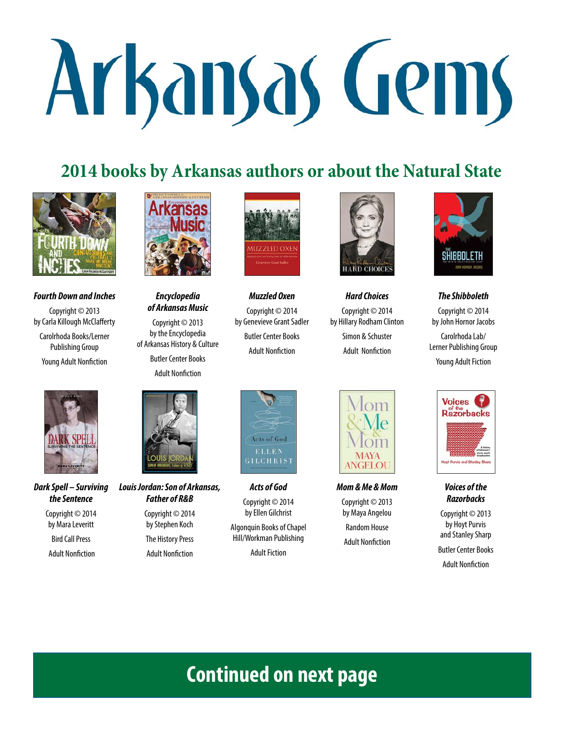# Arkansas Gems

## 2014 books by Arkansas authors or about the Natural State

***Fourth Down and Inches***
Copyright © 2013
by Carla Killough McClafferty
Carolrhoda Books/Lerner Publishing Group
Young Adult Nonfiction

***Encyclopedia of Arkansas Music***
Copyright © 2013
by the Encyclopedia of Arkansas History & Culture
Butler Center Books
Adult Nonfiction

***Muzzled Oxen***
Copyright © 2014
by Genevieve Grant Sadler
Butler Center Books
Adult Nonfiction

***Hard Choices***
Copyright © 2014
by Hillary Rodham Clinton
Simon & Schuster
Adult Nonfiction

***The Shibboleth***
Copyright © 2014
by John Hornor Jacobs
Carolrhoda Lab/ Lerner Publishing Group
Young Adult Fiction

***Dark Spell – Surviving the Sentence***
Copyright © 2014
by Mara Leveritt
Bird Call Press
Adult Nonfiction

***Louis Jordan: Son of Arkansas, Father of R&B***
Copyright © 2014
by Stephen Koch
The History Press
Adult Nonfiction

***Acts of God***
Copyright © 2014
by Ellen Gilchrist
Algonquin Books of Chapel Hill/Workman Publishing
Adult Fiction

***Mom & Me & Mom***
Copyright © 2013
by Maya Angelou
Random House
Adult Nonfiction

***Voices of the Razorbacks***
Copyright © 2013
by Hoyt Purvis and Stanley Sharp
Butler Center Books
Adult Nonfiction

**Continued on next page**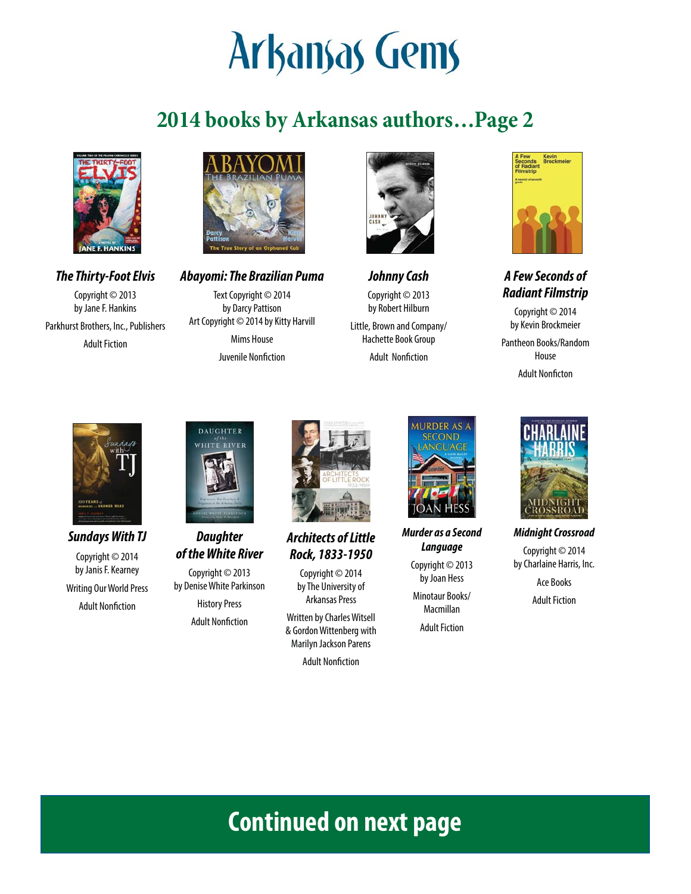# Arkansas Gems

## 2014 books by Arkansas authors…Page 2

***The Thirty-Foot Elvis***
Copyright © 2013
by Jane F. Hankins
Parkhurst Brothers, Inc., Publishers
Adult Fiction

***Abayomi: The Brazilian Puma***
Text Copyright © 2014
by Darcy Pattison
Art Copyright © 2014 by Kitty Harvill
Mims House
Juvenile Nonfiction

***Johnny Cash***
Copyright © 2013
by Robert Hilburn
Little, Brown and Company/
Hachette Book Group
Adult Nonfiction

***A Few Seconds of Radiant Filmstrip***
Copyright © 2014
by Kevin Brockmeier
Pantheon Books/Random House
Adult Nonficton

***Sundays With TJ***
Copyright © 2014
by Janis F. Kearney
Writing Our World Press
Adult Nonfiction

***Daughter of the White River***
Copyright © 2013
by Denise White Parkinson
History Press
Adult Nonfiction

***Architects of Little Rock, 1833-1950***
Copyright © 2014
by The University of Arkansas Press
Written by Charles Witsell & Gordon Wittenberg with Marilyn Jackson Parens
Adult Nonfiction

***Murder as a Second Language***
Copyright © 2013
by Joan Hess
Minotaur Books/
Macmillan
Adult Fiction

***Midnight Crossroad***
Copyright © 2014
by Charlaine Harris, Inc.
Ace Books
Adult Fiction

**Continued on next page**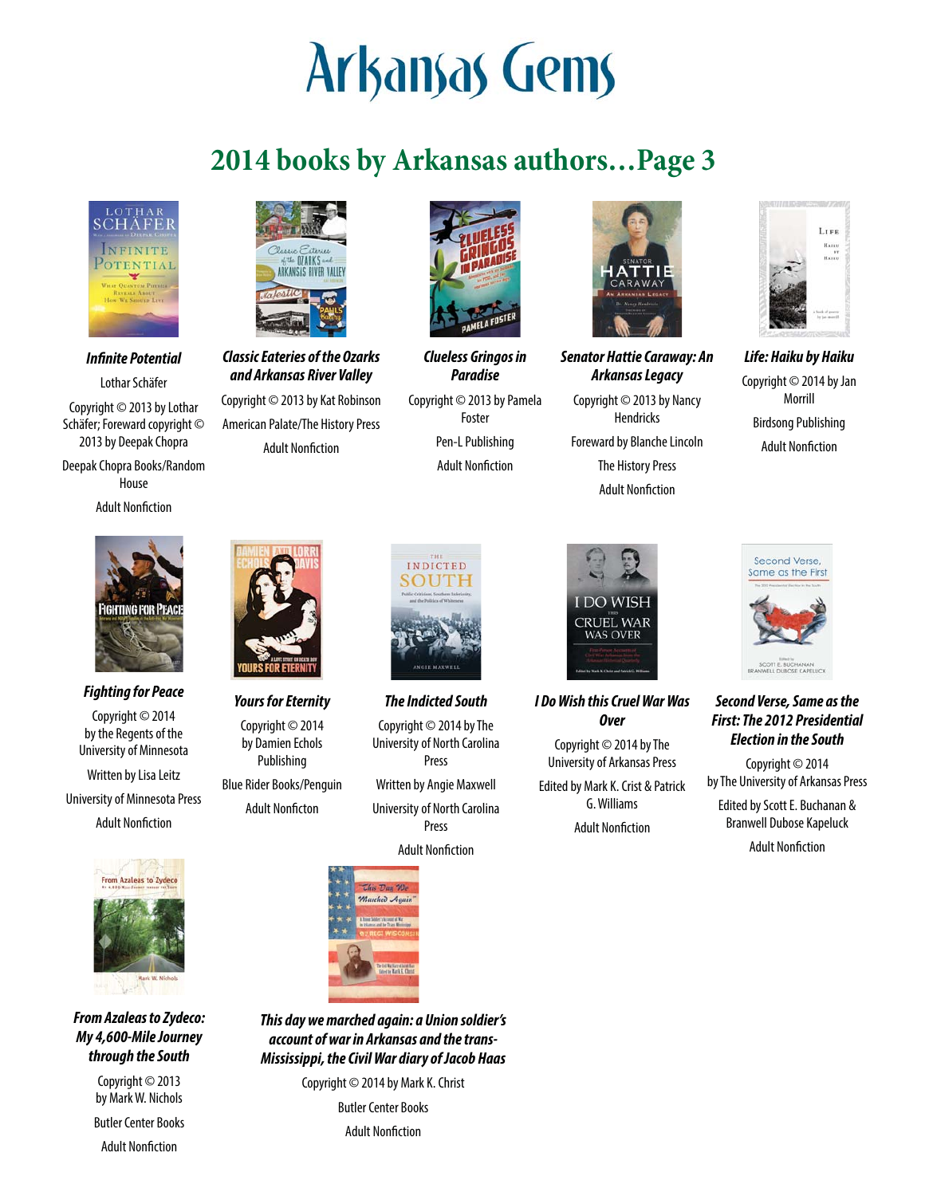# Arkansas Gems

## 2014 books by Arkansas authors…Page 3

***Infinite Potential***

Lothar Schäfer

Copyright © 2013 by Lothar Schäfer; Foreward copyright © 2013 by Deepak Chopra

Deepak Chopra Books/Random House

Adult Nonfiction

***Classic Eateries of the Ozarks and Arkansas River Valley***

Copyright © 2013 by Kat Robinson

American Palate/The History Press

Adult Nonfiction

***Clueless Gringos in Paradise***

Copyright © 2013 by Pamela Foster

Pen-L Publishing

Adult Nonfiction

***Senator Hattie Caraway: An Arkansas Legacy***

Copyright © 2013 by Nancy Hendricks

Foreward by Blanche Lincoln

The History Press

Adult Nonfiction

***Life: Haiku by Haiku***

Copyright © 2014 by Jan Morrill

Birdsong Publishing

Adult Nonfiction

***Fighting for Peace***

Copyright © 2014 by the Regents of the University of Minnesota

Written by Lisa Leitz

University of Minnesota Press

Adult Nonfiction

***Yours for Eternity***

Copyright © 2014 by Damien Echols Publishing

Blue Rider Books/Penguin

Adult Nonficton

***The Indicted South***

Copyright © 2014 by The University of North Carolina Press

Written by Angie Maxwell

University of North Carolina Press

Adult Nonfiction

***I Do Wish this Cruel War Was Over***

Copyright © 2014 by The University of Arkansas Press

Edited by Mark K. Crist & Patrick G. Williams

Adult Nonfiction

***Second Verse, Same as the First: The 2012 Presidential Election in the South***

Copyright © 2014 by The University of Arkansas Press

Edited by Scott E. Buchanan & Branwell Dubose Kapeluck

Adult Nonfiction

***From Azaleas to Zydeco: My 4,600-Mile Journey through the South***

Copyright © 2013 by Mark W. Nichols

Butler Center Books

Adult Nonfiction

***This day we marched again: a Union soldier's account of war in Arkansas and the trans-Mississippi, the Civil War diary of Jacob Haas***

Copyright © 2014 by Mark K. Christ

Butler Center Books

Adult Nonfiction